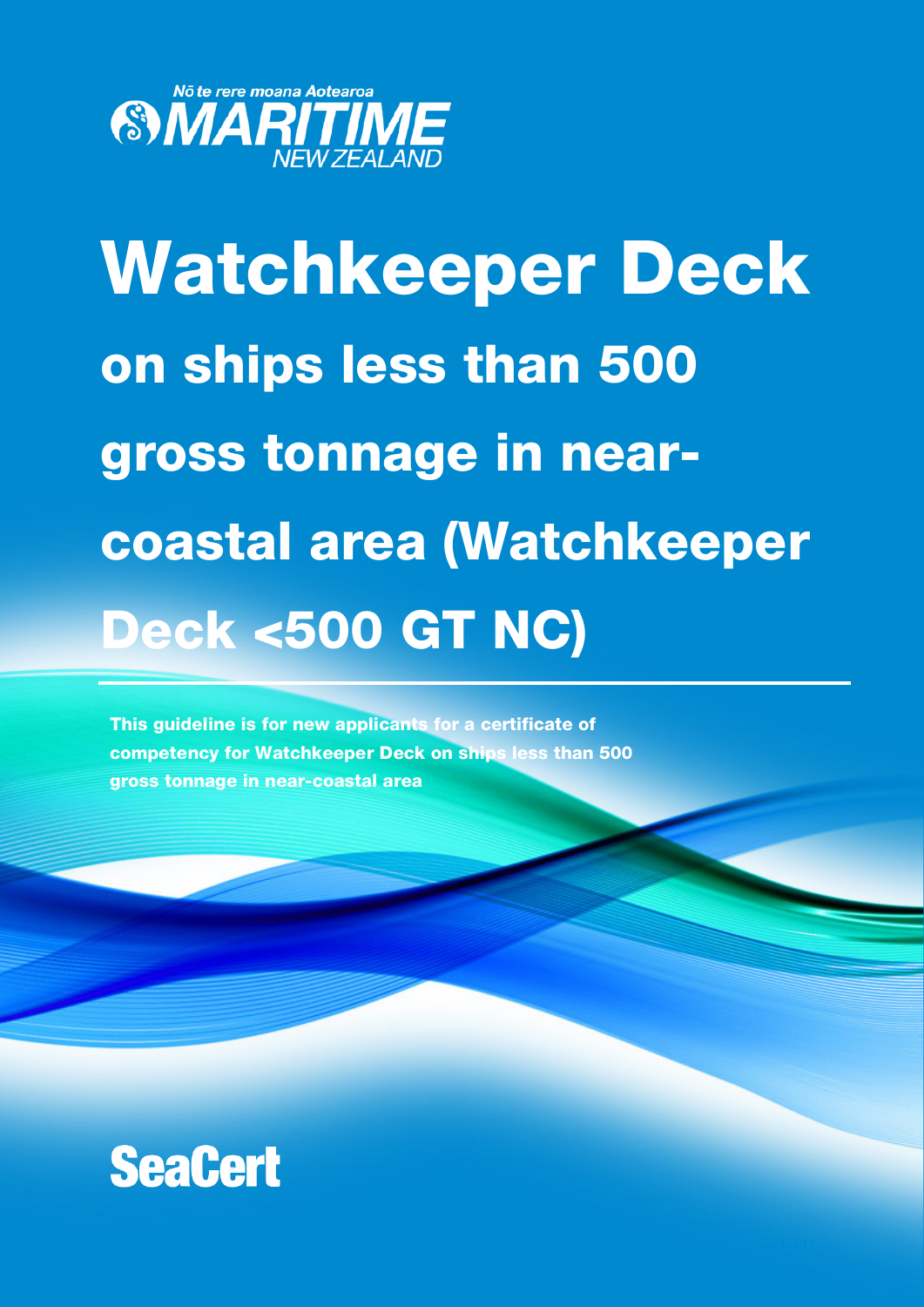Nō te rere moana Aotearoa

MARITIME NEW ZEALAND

# Watchkeeper Deck

## on ships less than 500 gross tonnage in near-coastal area (Watchkeeper Deck <500 GT NC)

**This guideline is for new applicants for a certificate of competency for Watchkeeper Deck on ships less than 500 gross tonnage in near-coastal area**

SeaCert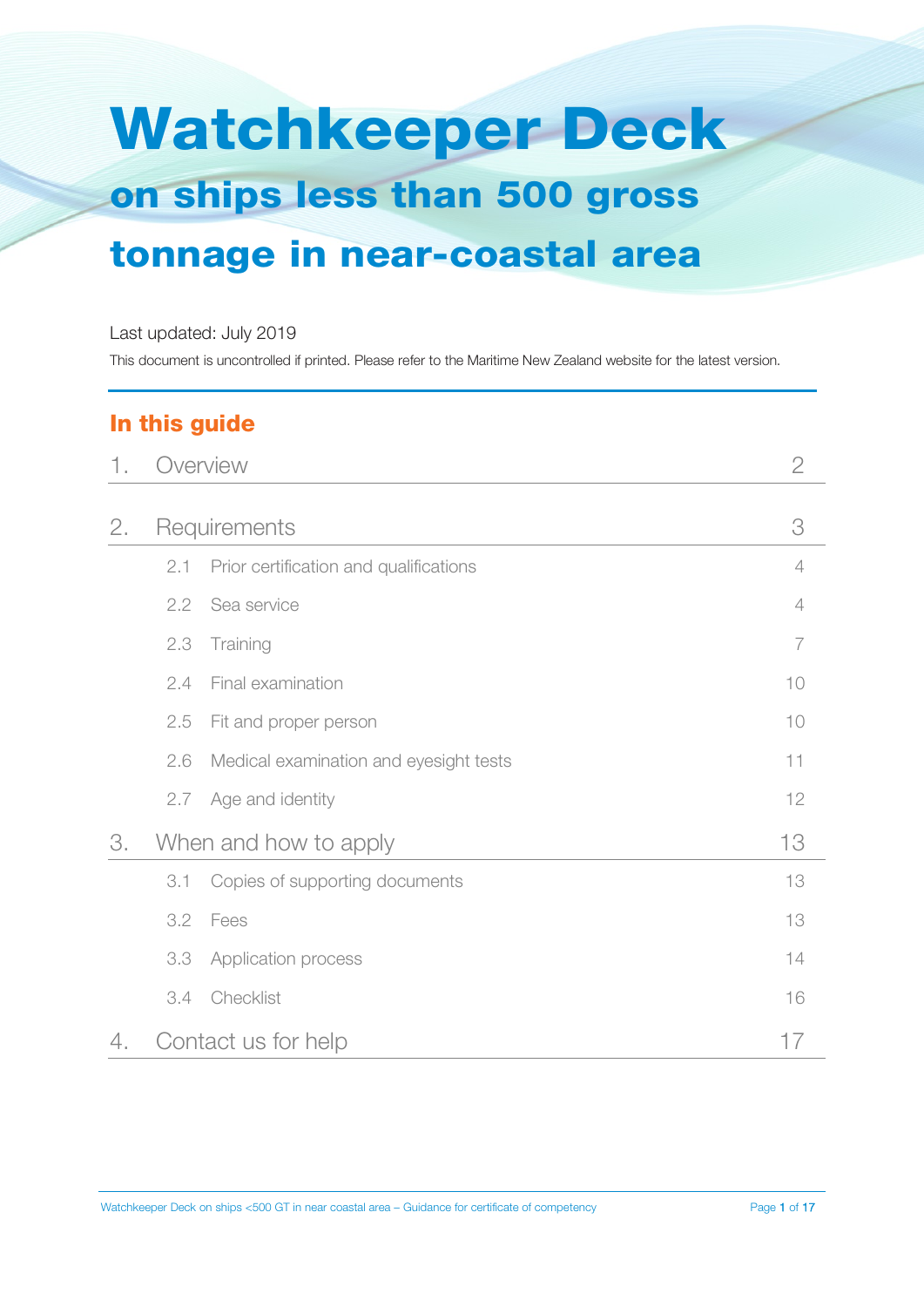# Watchkeeper Deck

## on ships less than 500 gross tonnage in near-coastal area

Last updated: July 2019

This document is uncontrolled if printed. Please refer to the Maritime New Zealand website for the latest version.

### In this guide

| | | |
|---|---|---|
| 1. | Overview | 2 |
| 2. | Requirements | 3 |
| 2.1 | Prior certification and qualifications | 4 |
| 2.2 | Sea service | 4 |
| 2.3 | Training | 7 |
| 2.4 | Final examination | 10 |
| 2.5 | Fit and proper person | 10 |
| 2.6 | Medical examination and eyesight tests | 11 |
| 2.7 | Age and identity | 12 |
| 3. | When and how to apply | 13 |
| 3.1 | Copies of supporting documents | 13 |
| 3.2 | Fees | 13 |
| 3.3 | Application process | 14 |
| 3.4 | Checklist | 16 |
| 4. | Contact us for help | 17 |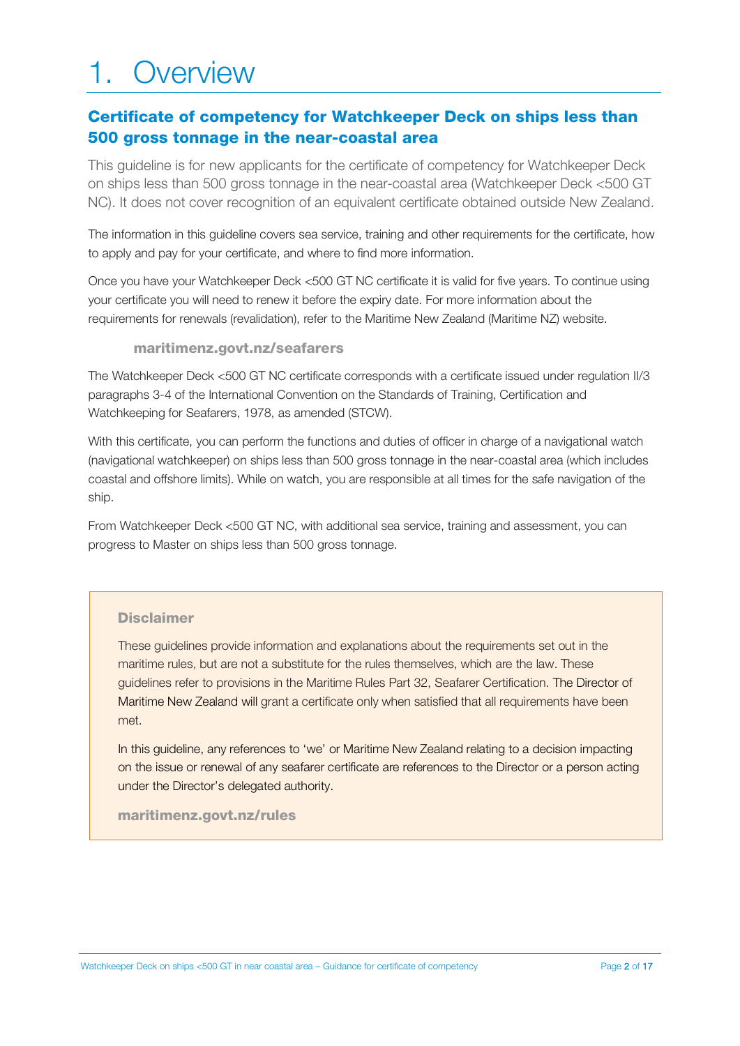# 1. Overview

## Certificate of competency for Watchkeeper Deck on ships less than 500 gross tonnage in the near-coastal area

This guideline is for new applicants for the certificate of competency for Watchkeeper Deck on ships less than 500 gross tonnage in the near-coastal area (Watchkeeper Deck <500 GT NC). It does not cover recognition of an equivalent certificate obtained outside New Zealand.

The information in this guideline covers sea service, training and other requirements for the certificate, how to apply and pay for your certificate, and where to find more information.

Once you have your Watchkeeper Deck <500 GT NC certificate it is valid for five years. To continue using your certificate you will need to renew it before the expiry date. For more information about the requirements for renewals (revalidation), refer to the Maritime New Zealand (Maritime NZ) website.

**maritimenz.govt.nz/seafarers**

The Watchkeeper Deck <500 GT NC certificate corresponds with a certificate issued under regulation II/3 paragraphs 3-4 of the International Convention on the Standards of Training, Certification and Watchkeeping for Seafarers, 1978, as amended (STCW).

With this certificate, you can perform the functions and duties of officer in charge of a navigational watch (navigational watchkeeper) on ships less than 500 gross tonnage in the near-coastal area (which includes coastal and offshore limits). While on watch, you are responsible at all times for the safe navigation of the ship.

From Watchkeeper Deck <500 GT NC, with additional sea service, training and assessment, you can progress to Master on ships less than 500 gross tonnage.

**Disclaimer**

These guidelines provide information and explanations about the requirements set out in the maritime rules, but are not a substitute for the rules themselves, which are the law. These guidelines refer to provisions in the Maritime Rules Part 32, Seafarer Certification. The Director of Maritime New Zealand will grant a certificate only when satisfied that all requirements have been met.

In this guideline, any references to 'we' or Maritime New Zealand relating to a decision impacting on the issue or renewal of any seafarer certificate are references to the Director or a person acting under the Director's delegated authority.

**maritimenz.govt.nz/rules**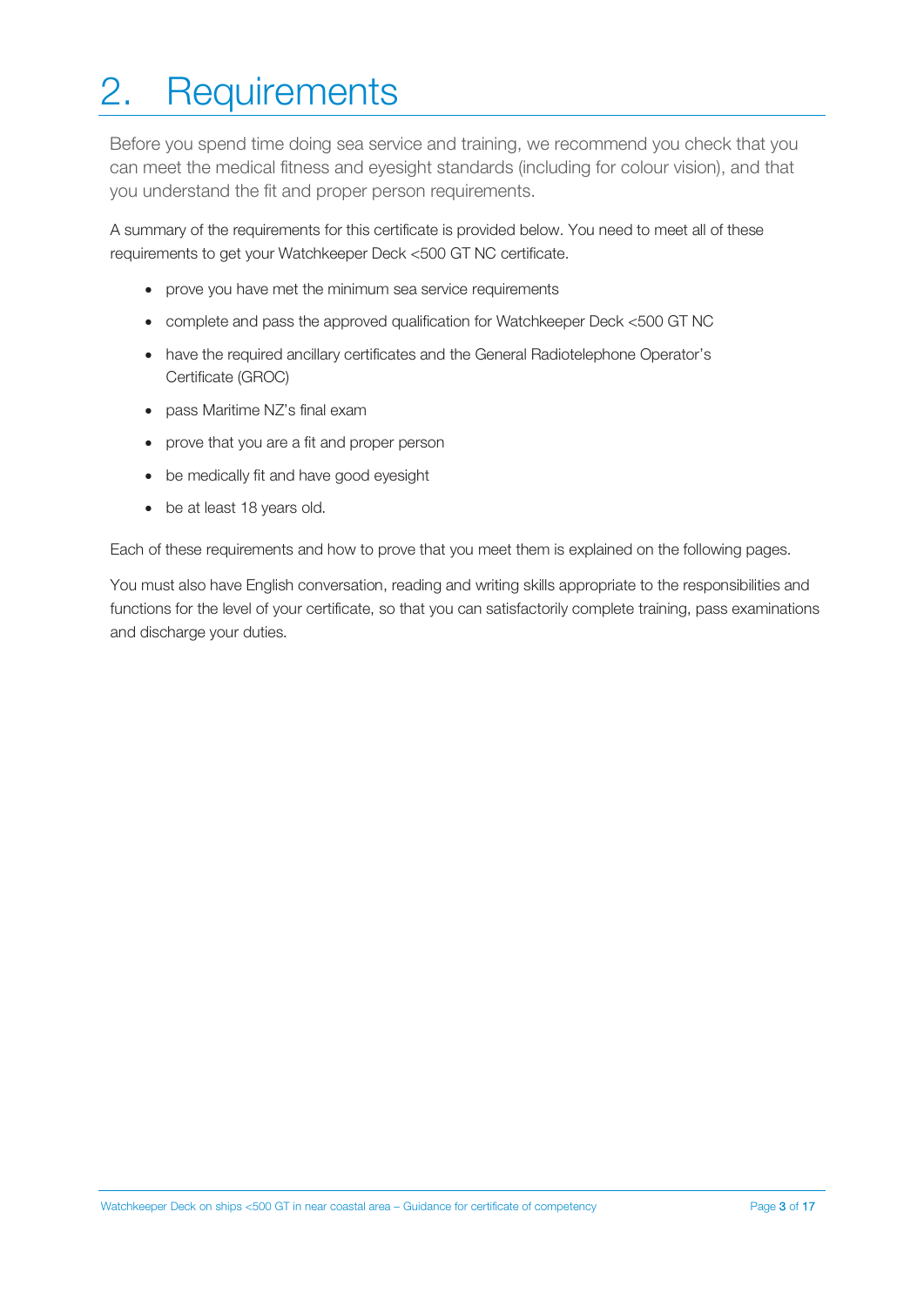# 2. Requirements

Before you spend time doing sea service and training, we recommend you check that you can meet the medical fitness and eyesight standards (including for colour vision), and that you understand the fit and proper person requirements.

A summary of the requirements for this certificate is provided below. You need to meet all of these requirements to get your Watchkeeper Deck <500 GT NC certificate.

- prove you have met the minimum sea service requirements
- complete and pass the approved qualification for Watchkeeper Deck <500 GT NC
- have the required ancillary certificates and the General Radiotelephone Operator's Certificate (GROC)
- pass Maritime NZ's final exam
- prove that you are a fit and proper person
- be medically fit and have good eyesight
- be at least 18 years old.

Each of these requirements and how to prove that you meet them is explained on the following pages.

You must also have English conversation, reading and writing skills appropriate to the responsibilities and functions for the level of your certificate, so that you can satisfactorily complete training, pass examinations and discharge your duties.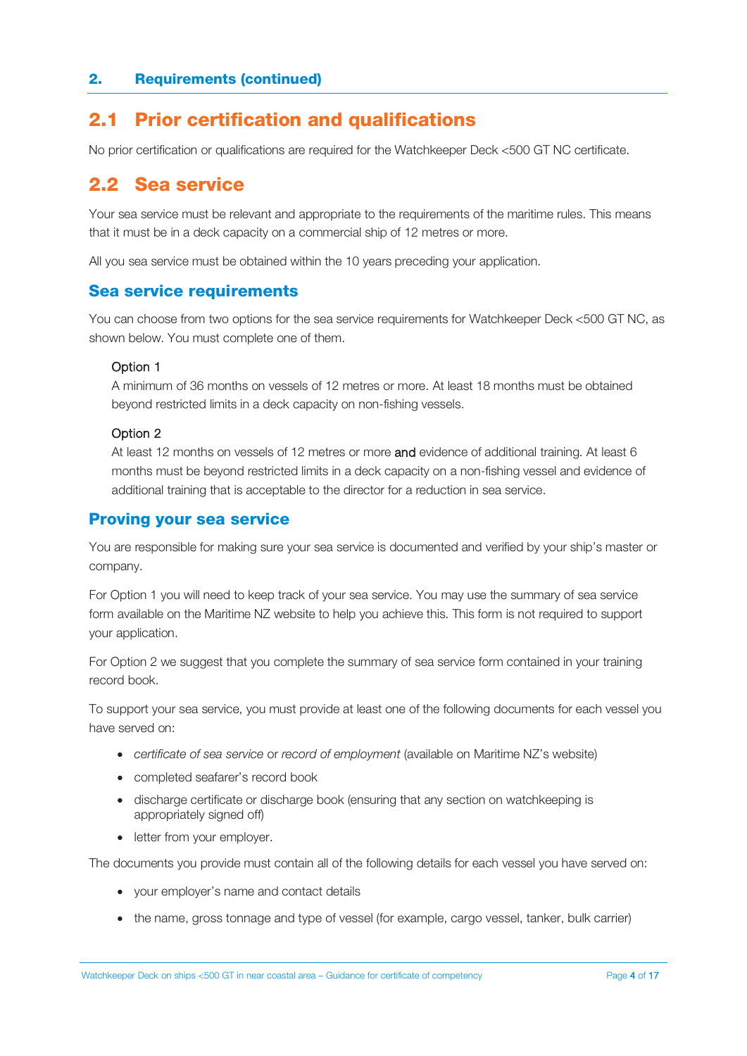## 2. Requirements (continued)

## 2.1 Prior certification and qualifications

No prior certification or qualifications are required for the Watchkeeper Deck <500 GT NC certificate.

## 2.2 Sea service

Your sea service must be relevant and appropriate to the requirements of the maritime rules. This means that it must be in a deck capacity on a commercial ship of 12 metres or more.

All you sea service must be obtained within the 10 years preceding your application.

### Sea service requirements

You can choose from two options for the sea service requirements for Watchkeeper Deck <500 GT NC, as shown below. You must complete one of them.

Option 1
A minimum of 36 months on vessels of 12 metres or more. At least 18 months must be obtained beyond restricted limits in a deck capacity on non-fishing vessels.

Option 2
At least 12 months on vessels of 12 metres or more **and** evidence of additional training. At least 6 months must be beyond restricted limits in a deck capacity on a non-fishing vessel and evidence of additional training that is acceptable to the director for a reduction in sea service.

### Proving your sea service

You are responsible for making sure your sea service is documented and verified by your ship's master or company.

For Option 1 you will need to keep track of your sea service. You may use the summary of sea service form available on the Maritime NZ website to help you achieve this. This form is not required to support your application.

For Option 2 we suggest that you complete the summary of sea service form contained in your training record book.

To support your sea service, you must provide at least one of the following documents for each vessel you have served on:

- *certificate of sea service* or *record of employment* (available on Maritime NZ's website)
- completed seafarer's record book
- discharge certificate or discharge book (ensuring that any section on watchkeeping is appropriately signed off)
- letter from your employer.

The documents you provide must contain all of the following details for each vessel you have served on:

- your employer's name and contact details
- the name, gross tonnage and type of vessel (for example, cargo vessel, tanker, bulk carrier)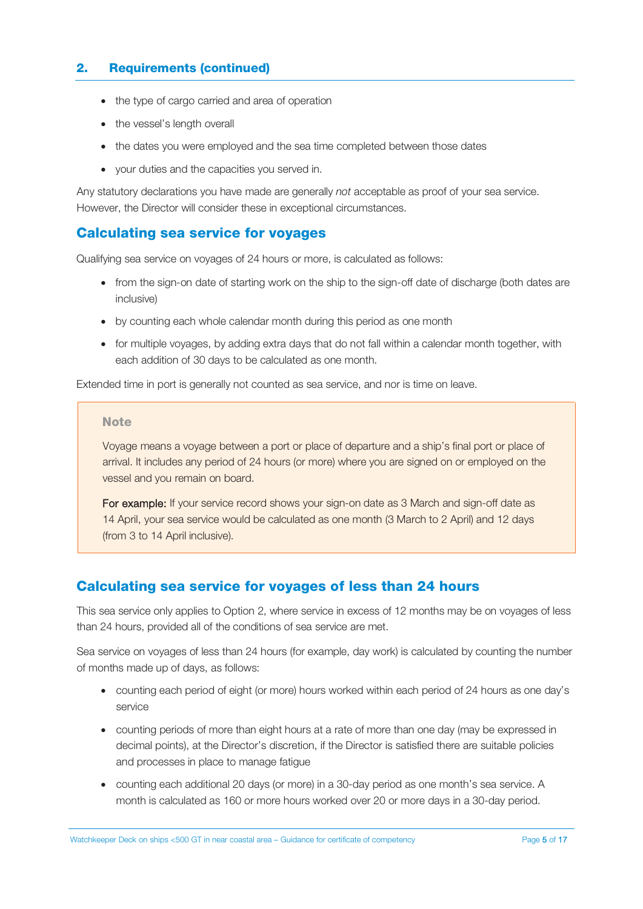## 2. Requirements (continued)

- the type of cargo carried and area of operation
- the vessel's length overall
- the dates you were employed and the sea time completed between those dates
- your duties and the capacities you served in.

Any statutory declarations you have made are generally *not* acceptable as proof of your sea service. However, the Director will consider these in exceptional circumstances.

### Calculating sea service for voyages

Qualifying sea service on voyages of 24 hours or more, is calculated as follows:

- from the sign-on date of starting work on the ship to the sign-off date of discharge (both dates are inclusive)
- by counting each whole calendar month during this period as one month
- for multiple voyages, by adding extra days that do not fall within a calendar month together, with each addition of 30 days to be calculated as one month.

Extended time in port is generally not counted as sea service, and nor is time on leave.

> **Note**
>
> Voyage means a voyage between a port or place of departure and a ship's final port or place of arrival. It includes any period of 24 hours (or more) where you are signed on or employed on the vessel and you remain on board.
>
> **For example:** If your service record shows your sign-on date as 3 March and sign-off date as 14 April, your sea service would be calculated as one month (3 March to 2 April) and 12 days (from 3 to 14 April inclusive).

### Calculating sea service for voyages of less than 24 hours

This sea service only applies to Option 2, where service in excess of 12 months may be on voyages of less than 24 hours, provided all of the conditions of sea service are met.

Sea service on voyages of less than 24 hours (for example, day work) is calculated by counting the number of months made up of days, as follows:

- counting each period of eight (or more) hours worked within each period of 24 hours as one day's service
- counting periods of more than eight hours at a rate of more than one day (may be expressed in decimal points), at the Director's discretion, if the Director is satisfied there are suitable policies and processes in place to manage fatigue
- counting each additional 20 days (or more) in a 30-day period as one month's sea service. A month is calculated as 160 or more hours worked over 20 or more days in a 30-day period.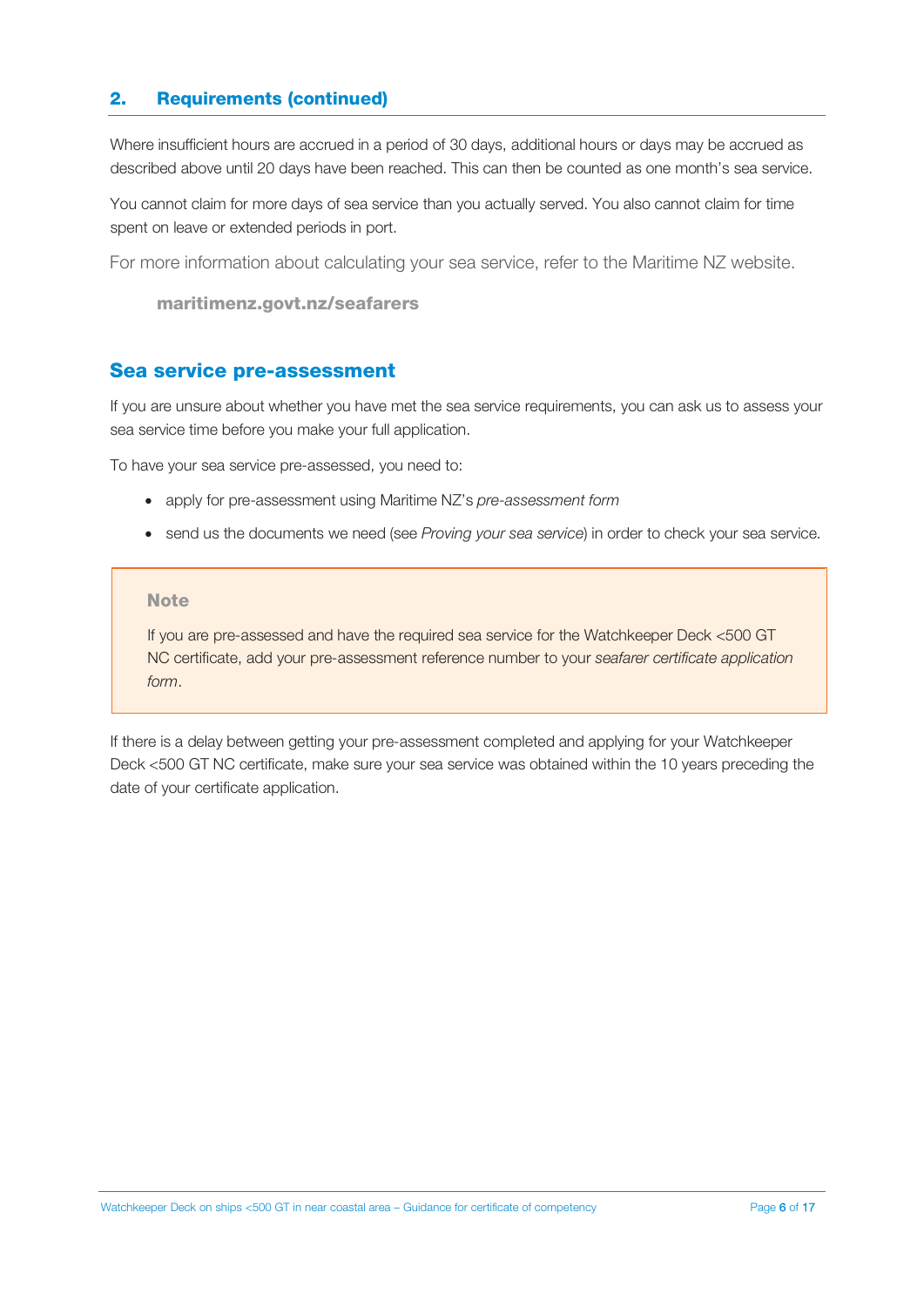## 2. Requirements (continued)

Where insufficient hours are accrued in a period of 30 days, additional hours or days may be accrued as described above until 20 days have been reached. This can then be counted as one month's sea service.

You cannot claim for more days of sea service than you actually served. You also cannot claim for time spent on leave or extended periods in port.

For more information about calculating your sea service, refer to the Maritime NZ website.

**maritimenz.govt.nz/seafarers**

### Sea service pre-assessment

If you are unsure about whether you have met the sea service requirements, you can ask us to assess your sea service time before you make your full application.

To have your sea service pre-assessed, you need to:

- apply for pre-assessment using Maritime NZ's *pre-assessment form*
- send us the documents we need (see *Proving your sea service*) in order to check your sea service.

> **Note**
>
> If you are pre-assessed and have the required sea service for the Watchkeeper Deck <500 GT NC certificate, add your pre-assessment reference number to your *seafarer certificate application form*.

If there is a delay between getting your pre-assessment completed and applying for your Watchkeeper Deck <500 GT NC certificate, make sure your sea service was obtained within the 10 years preceding the date of your certificate application.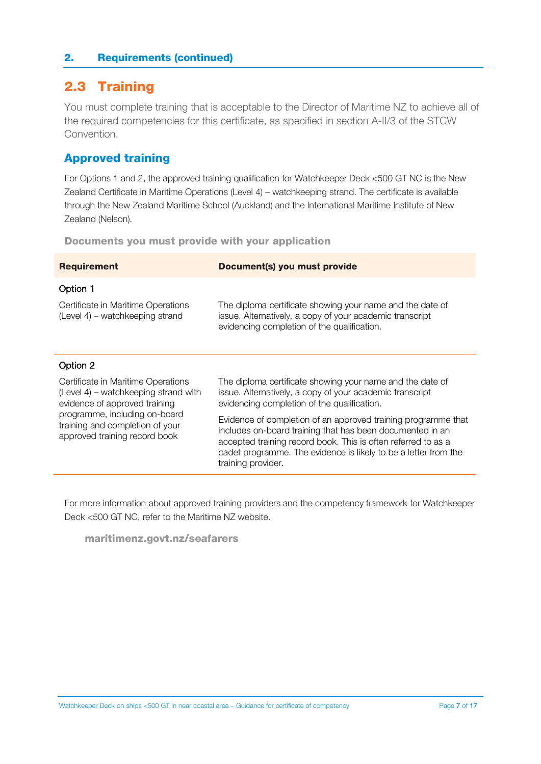## 2. Requirements (continued)

## 2.3 Training

You must complete training that is acceptable to the Director of Maritime NZ to achieve all of the required competencies for this certificate, as specified in section A-II/3 of the STCW Convention.

### Approved training

For Options 1 and 2, the approved training qualification for Watchkeeper Deck <500 GT NC is the New Zealand Certificate in Maritime Operations (Level 4) – watchkeeping strand. The certificate is available through the New Zealand Maritime School (Auckland) and the International Maritime Institute of New Zealand (Nelson).

#### Documents you must provide with your application

| Requirement | Document(s) you must provide |
|---|---|
| **Option 1** | |
| Certificate in Maritime Operations (Level 4) – watchkeeping strand | The diploma certificate showing your name and the date of issue. Alternatively, a copy of your academic transcript evidencing completion of the qualification. |
| **Option 2** | |
| Certificate in Maritime Operations (Level 4) – watchkeeping strand with evidence of approved training programme, including on-board training and completion of your approved training record book | The diploma certificate showing your name and the date of issue. Alternatively, a copy of your academic transcript evidencing completion of the qualification.<br><br>Evidence of completion of an approved training programme that includes on-board training that has been documented in an accepted training record book. This is often referred to as a cadet programme. The evidence is likely to be a letter from the training provider. |

For more information about approved training providers and the competency framework for Watchkeeper Deck <500 GT NC, refer to the Maritime NZ website.

**maritimenz.govt.nz/seafarers**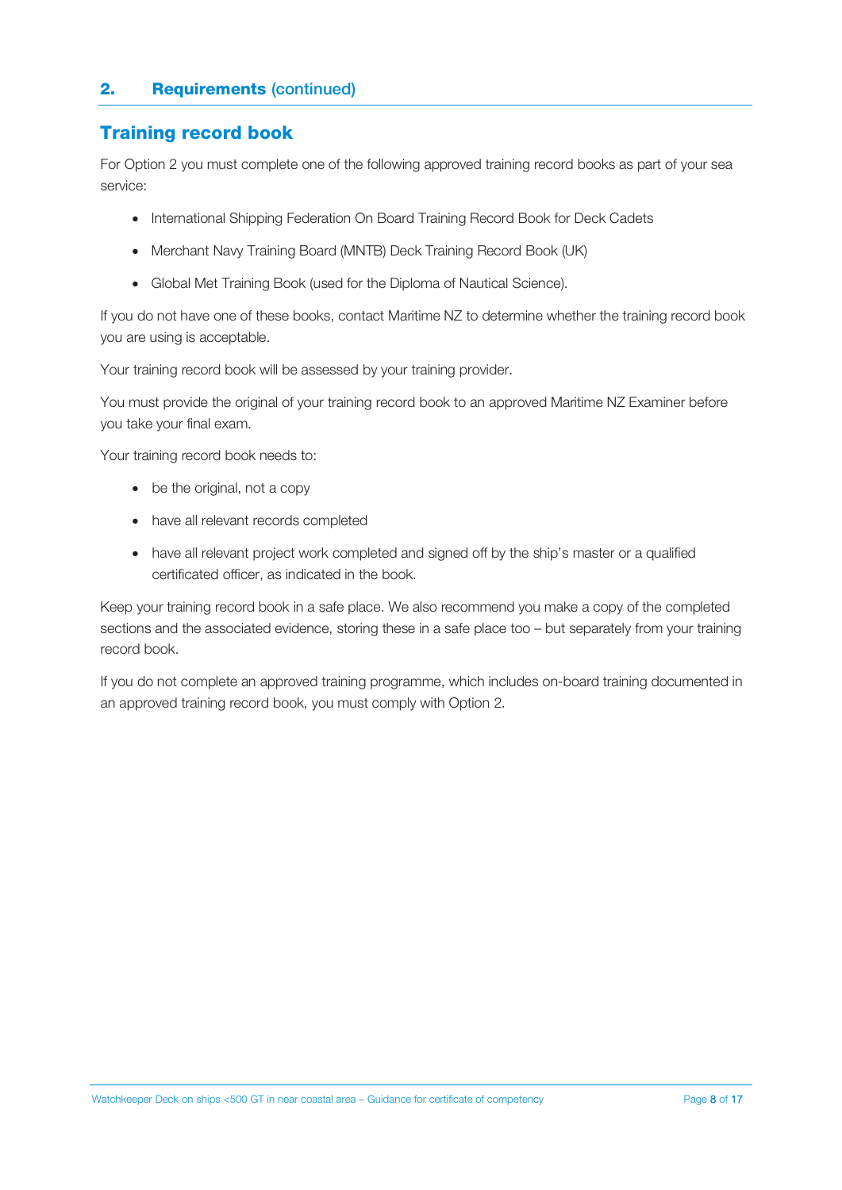## 2. Requirements (continued)

### Training record book

For Option 2 you must complete one of the following approved training record books as part of your sea service:

- International Shipping Federation On Board Training Record Book for Deck Cadets
- Merchant Navy Training Board (MNTB) Deck Training Record Book (UK)
- Global Met Training Book (used for the Diploma of Nautical Science).

If you do not have one of these books, contact Maritime NZ to determine whether the training record book you are using is acceptable.

Your training record book will be assessed by your training provider.

You must provide the original of your training record book to an approved Maritime NZ Examiner before you take your final exam.

Your training record book needs to:

- be the original, not a copy
- have all relevant records completed
- have all relevant project work completed and signed off by the ship's master or a qualified certificated officer, as indicated in the book.

Keep your training record book in a safe place. We also recommend you make a copy of the completed sections and the associated evidence, storing these in a safe place too – but separately from your training record book.

If you do not complete an approved training programme, which includes on-board training documented in an approved training record book, you must comply with Option 2.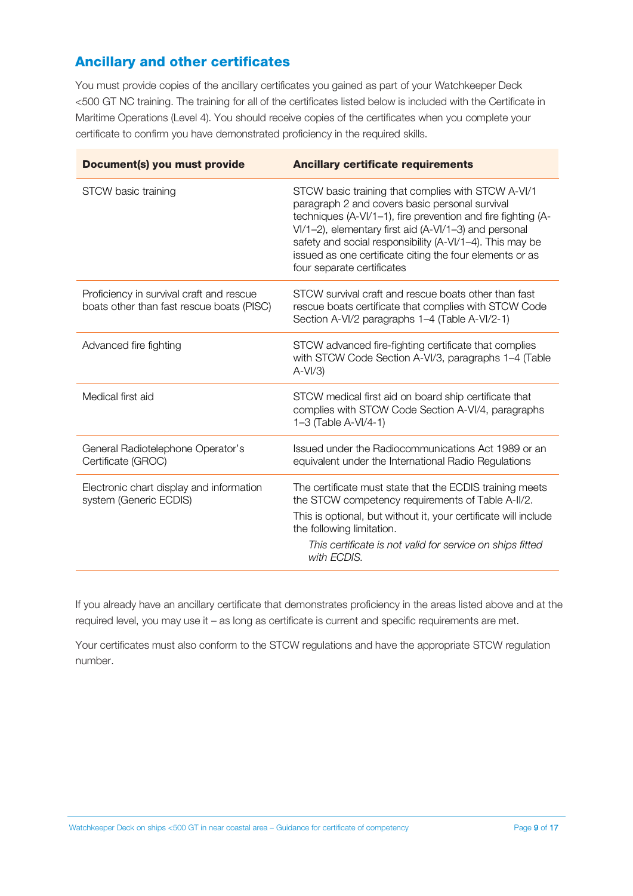## Ancillary and other certificates

You must provide copies of the ancillary certificates you gained as part of your Watchkeeper Deck <500 GT NC training. The training for all of the certificates listed below is included with the Certificate in Maritime Operations (Level 4). You should receive copies of the certificates when you complete your certificate to confirm you have demonstrated proficiency in the required skills.

| Document(s) you must provide | Ancillary certificate requirements |
|---|---|
| STCW basic training | STCW basic training that complies with STCW A-VI/1 paragraph 2 and covers basic personal survival techniques (A-VI/1–1), fire prevention and fire fighting (A-VI/1–2), elementary first aid (A-VI/1–3) and personal safety and social responsibility (A-VI/1–4). This may be issued as one certificate citing the four elements or as four separate certificates |
| Proficiency in survival craft and rescue boats other than fast rescue boats (PISC) | STCW survival craft and rescue boats other than fast rescue boats certificate that complies with STCW Code Section A-VI/2 paragraphs 1–4 (Table A-VI/2-1) |
| Advanced fire fighting | STCW advanced fire-fighting certificate that complies with STCW Code Section A-VI/3, paragraphs 1–4 (Table A-VI/3) |
| Medical first aid | STCW medical first aid on board ship certificate that complies with STCW Code Section A-VI/4, paragraphs 1–3 (Table A-VI/4-1) |
| General Radiotelephone Operator's Certificate (GROC) | Issued under the Radiocommunications Act 1989 or an equivalent under the International Radio Regulations |
| Electronic chart display and information system (Generic ECDIS) | The certificate must state that the ECDIS training meets the STCW competency requirements of Table A-II/2. This is optional, but without it, your certificate will include the following limitation. *This certificate is not valid for service on ships fitted with ECDIS.* |

If you already have an ancillary certificate that demonstrates proficiency in the areas listed above and at the required level, you may use it – as long as certificate is current and specific requirements are met.

Your certificates must also conform to the STCW regulations and have the appropriate STCW regulation number.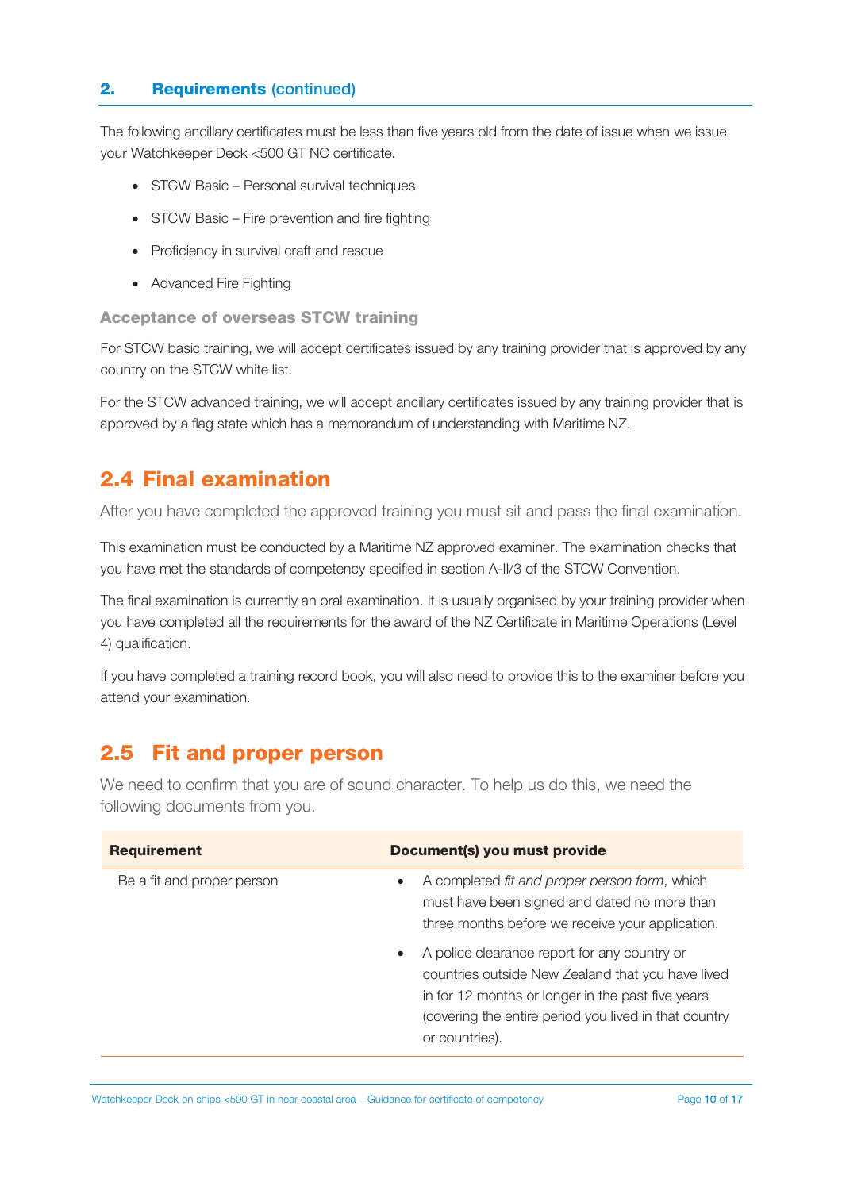## 2. Requirements (continued)

The following ancillary certificates must be less than five years old from the date of issue when we issue your Watchkeeper Deck <500 GT NC certificate.

- STCW Basic – Personal survival techniques
- STCW Basic – Fire prevention and fire fighting
- Proficiency in survival craft and rescue
- Advanced Fire Fighting

### Acceptance of overseas STCW training

For STCW basic training, we will accept certificates issued by any training provider that is approved by any country on the STCW white list.

For the STCW advanced training, we will accept ancillary certificates issued by any training provider that is approved by a flag state which has a memorandum of understanding with Maritime NZ.

## 2.4 Final examination

After you have completed the approved training you must sit and pass the final examination.

This examination must be conducted by a Maritime NZ approved examiner. The examination checks that you have met the standards of competency specified in section A-II/3 of the STCW Convention.

The final examination is currently an oral examination. It is usually organised by your training provider when you have completed all the requirements for the award of the NZ Certificate in Maritime Operations (Level 4) qualification.

If you have completed a training record book, you will also need to provide this to the examiner before you attend your examination.

## 2.5 Fit and proper person

We need to confirm that you are of sound character. To help us do this, we need the following documents from you.

| Requirement | Document(s) you must provide |
|---|---|
| Be a fit and proper person | • A completed *fit and proper person form*, which must have been signed and dated no more than three months before we receive your application.<br>• A police clearance report for any country or countries outside New Zealand that you have lived in for 12 months or longer in the past five years (covering the entire period you lived in that country or countries). |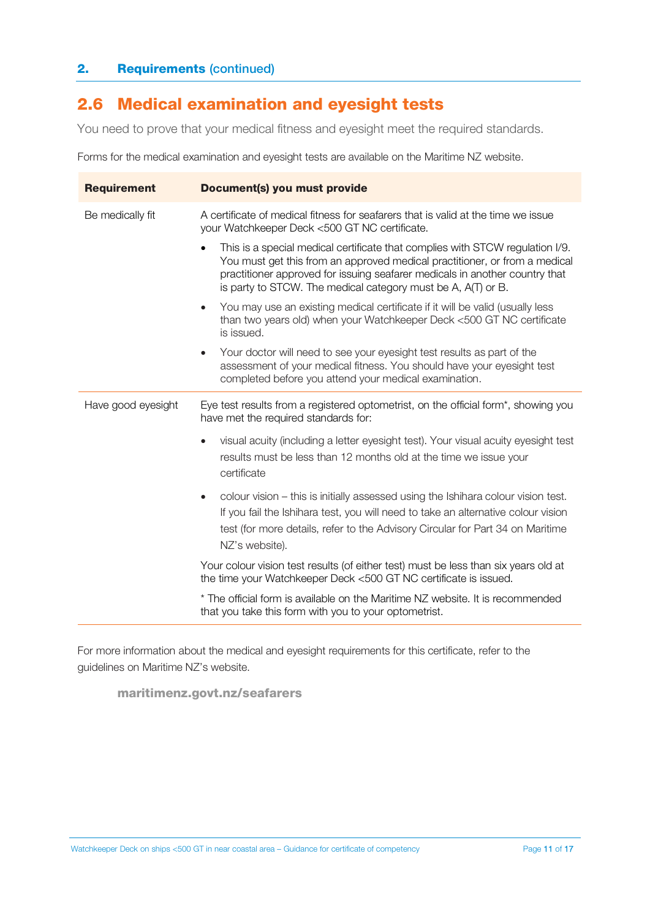## 2. Requirements (continued)

## 2.6 Medical examination and eyesight tests

You need to prove that your medical fitness and eyesight meet the required standards.

Forms for the medical examination and eyesight tests are available on the Maritime NZ website.

| Requirement | Document(s) you must provide |
|---|---|
| Be medically fit | A certificate of medical fitness for seafarers that is valid at the time we issue your Watchkeeper Deck <500 GT NC certificate.<br><br>• This is a special medical certificate that complies with STCW regulation I/9. You must get this from an approved medical practitioner, or from a medical practitioner approved for issuing seafarer medicals in another country that is party to STCW. The medical category must be A, A(T) or B.<br><br>• You may use an existing medical certificate if it will be valid (usually less than two years old) when your Watchkeeper Deck <500 GT NC certificate is issued.<br><br>• Your doctor will need to see your eyesight test results as part of the assessment of your medical fitness. You should have your eyesight test completed before you attend your medical examination. |
| Have good eyesight | Eye test results from a registered optometrist, on the official form*, showing you have met the required standards for:<br><br>• visual acuity (including a letter eyesight test). Your visual acuity eyesight test results must be less than 12 months old at the time we issue your certificate<br><br>• colour vision – this is initially assessed using the Ishihara colour vision test. If you fail the Ishihara test, you will need to take an alternative colour vision test (for more details, refer to the Advisory Circular for Part 34 on Maritime NZ's website).<br><br>Your colour vision test results (of either test) must be less than six years old at the time your Watchkeeper Deck <500 GT NC certificate is issued.<br><br>* The official form is available on the Maritime NZ website. It is recommended that you take this form with you to your optometrist. |

For more information about the medical and eyesight requirements for this certificate, refer to the guidelines on Maritime NZ's website.

**maritimenz.govt.nz/seafarers**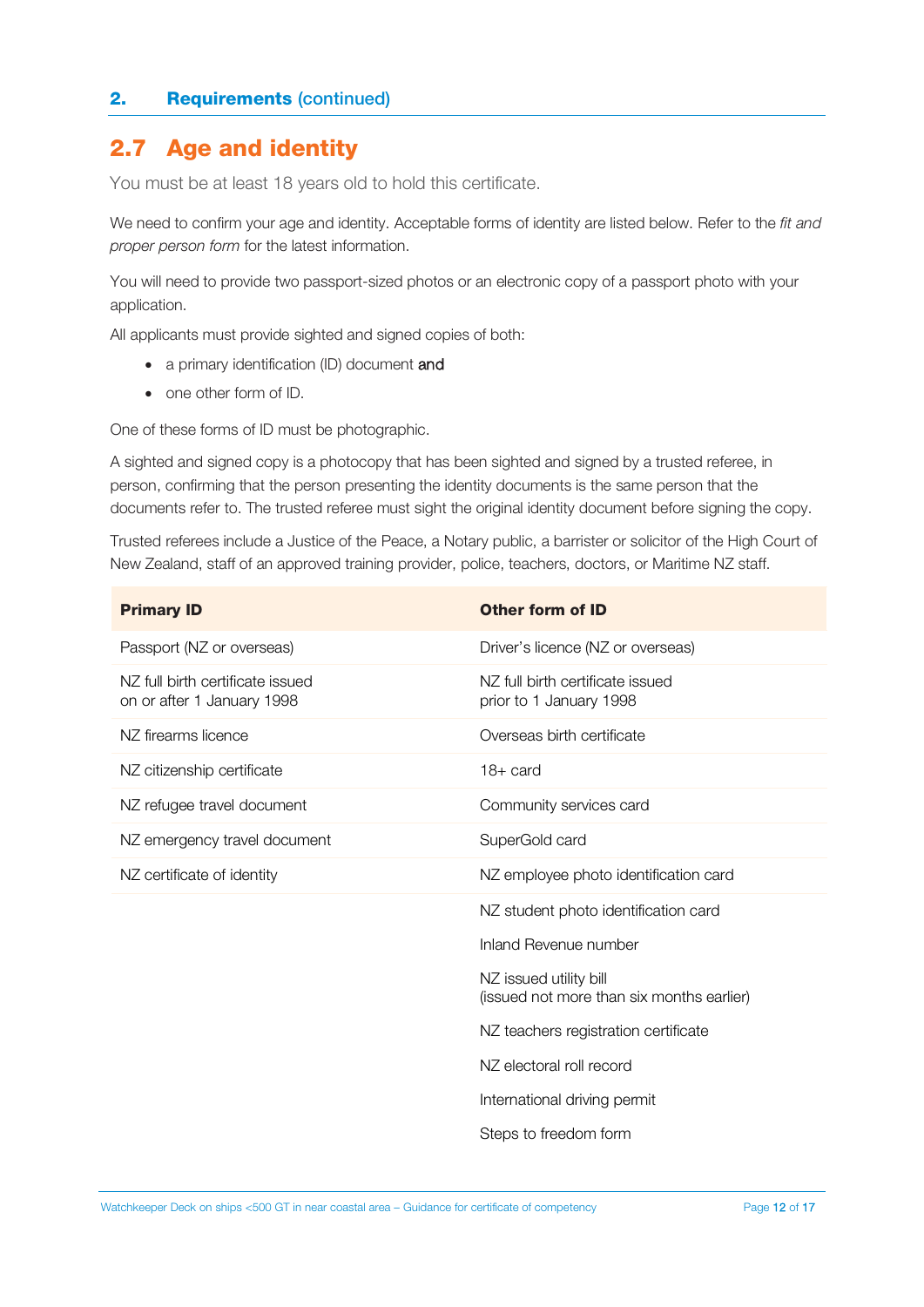## 2.7 Age and identity

You must be at least 18 years old to hold this certificate.

We need to confirm your age and identity. Acceptable forms of identity are listed below. Refer to the *fit and proper person form* for the latest information.

You will need to provide two passport-sized photos or an electronic copy of a passport photo with your application.

All applicants must provide sighted and signed copies of both:

- a primary identification (ID) document **and**
- one other form of ID.

One of these forms of ID must be photographic.

A sighted and signed copy is a photocopy that has been sighted and signed by a trusted referee, in person, confirming that the person presenting the identity documents is the same person that the documents refer to. The trusted referee must sight the original identity document before signing the copy.

Trusted referees include a Justice of the Peace, a Notary public, a barrister or solicitor of the High Court of New Zealand, staff of an approved training provider, police, teachers, doctors, or Maritime NZ staff.

| Primary ID | Other form of ID |
|---|---|
| Passport (NZ or overseas) | Driver's licence (NZ or overseas) |
| NZ full birth certificate issued on or after 1 January 1998 | NZ full birth certificate issued prior to 1 January 1998 |
| NZ firearms licence | Overseas birth certificate |
| NZ citizenship certificate | 18+ card |
| NZ refugee travel document | Community services card |
| NZ emergency travel document | SuperGold card |
| NZ certificate of identity | NZ employee photo identification card |
| | NZ student photo identification card |
| | Inland Revenue number |
| | NZ issued utility bill (issued not more than six months earlier) |
| | NZ teachers registration certificate |
| | NZ electoral roll record |
| | International driving permit |
| | Steps to freedom form |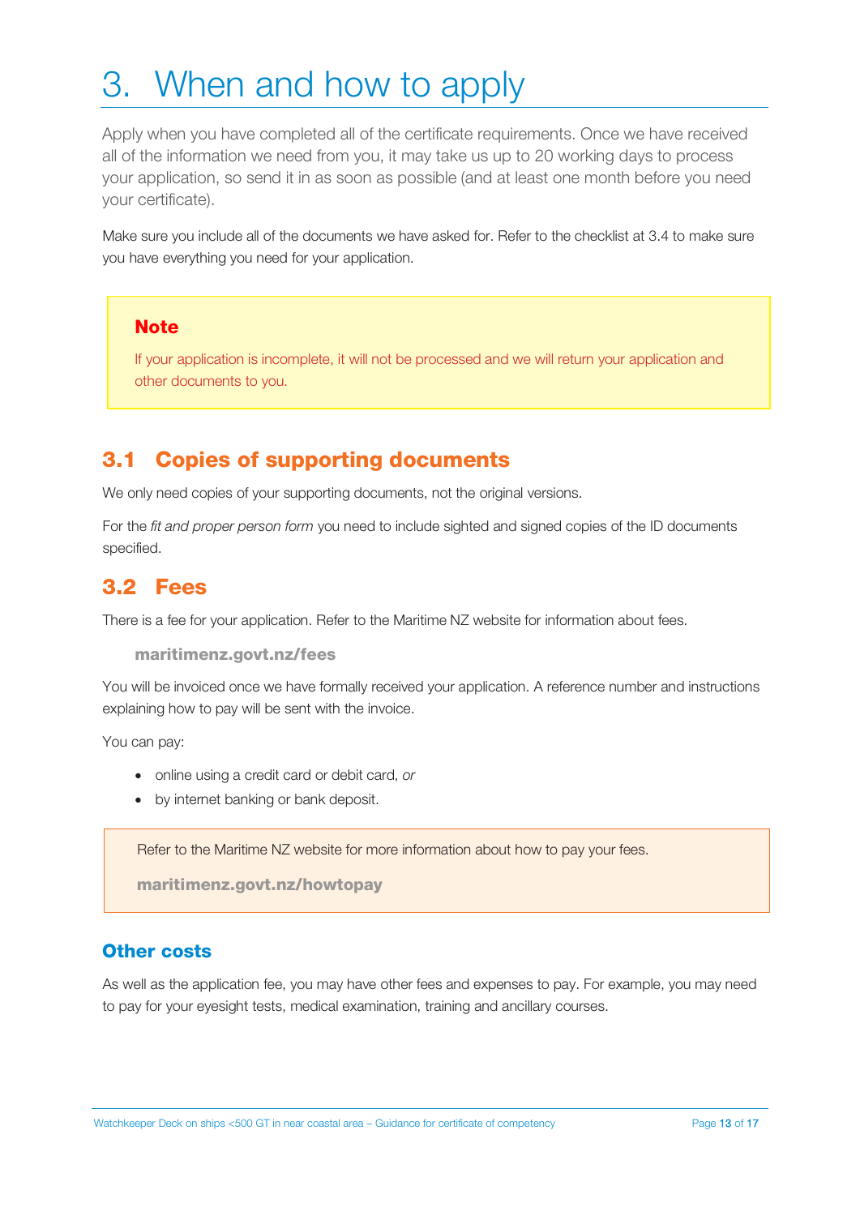# 3. When and how to apply

Apply when you have completed all of the certificate requirements. Once we have received all of the information we need from you, it may take us up to 20 working days to process your application, so send it in as soon as possible (and at least one month before you need your certificate).

Make sure you include all of the documents we have asked for. Refer to the checklist at 3.4 to make sure you have everything you need for your application.

> **Note**
>
> If your application is incomplete, it will not be processed and we will return your application and other documents to you.

## 3.1 Copies of supporting documents

We only need copies of your supporting documents, not the original versions.

For the *fit and proper person form* you need to include sighted and signed copies of the ID documents specified.

## 3.2 Fees

There is a fee for your application. Refer to the Maritime NZ website for information about fees.

**maritimenz.govt.nz/fees**

You will be invoiced once we have formally received your application. A reference number and instructions explaining how to pay will be sent with the invoice.

You can pay:

- online using a credit card or debit card, *or*
- by internet banking or bank deposit.

> Refer to the Maritime NZ website for more information about how to pay your fees.
>
> **maritimenz.govt.nz/howtopay**

### Other costs

As well as the application fee, you may have other fees and expenses to pay. For example, you may need to pay for your eyesight tests, medical examination, training and ancillary courses.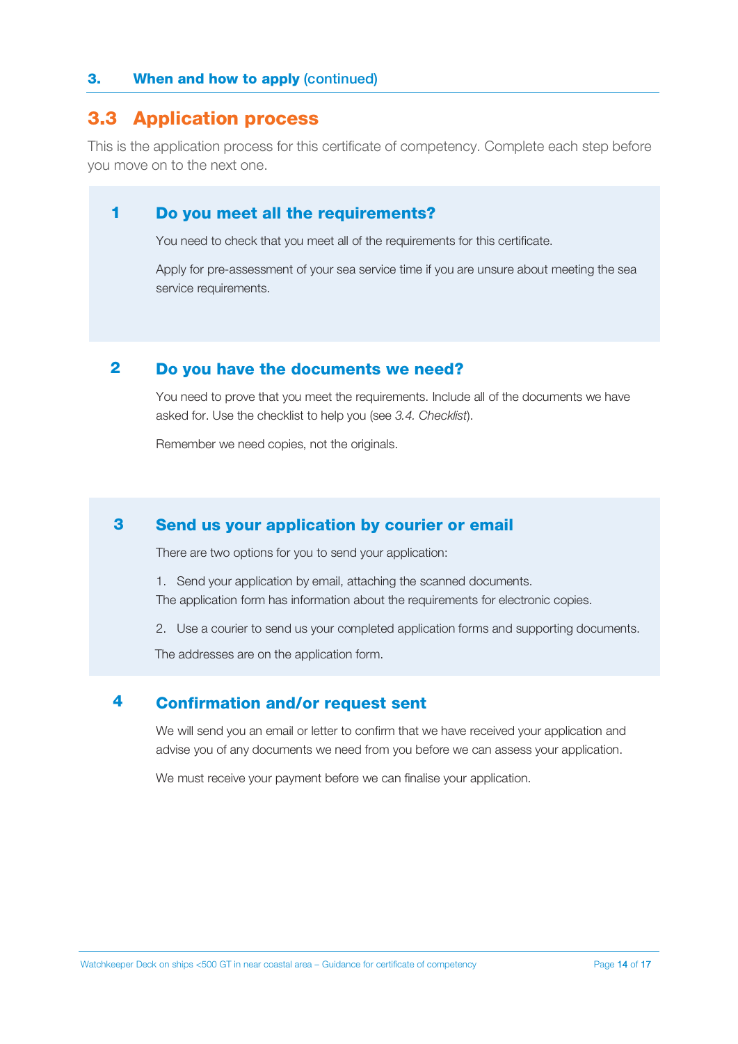## 3.3 Application process

This is the application process for this certificate of competency. Complete each step before you move on to the next one.

### 1 Do you meet all the requirements?

You need to check that you meet all of the requirements for this certificate.

Apply for pre-assessment of your sea service time if you are unsure about meeting the sea service requirements.

### 2 Do you have the documents we need?

You need to prove that you meet the requirements. Include all of the documents we have asked for. Use the checklist to help you (see *3.4. Checklist*).

Remember we need copies, not the originals.

### 3 Send us your application by courier or email

There are two options for you to send your application:

1. Send your application by email, attaching the scanned documents.
The application form has information about the requirements for electronic copies.

2. Use a courier to send us your completed application forms and supporting documents.

The addresses are on the application form.

### 4 Confirmation and/or request sent

We will send you an email or letter to confirm that we have received your application and advise you of any documents we need from you before we can assess your application.

We must receive your payment before we can finalise your application.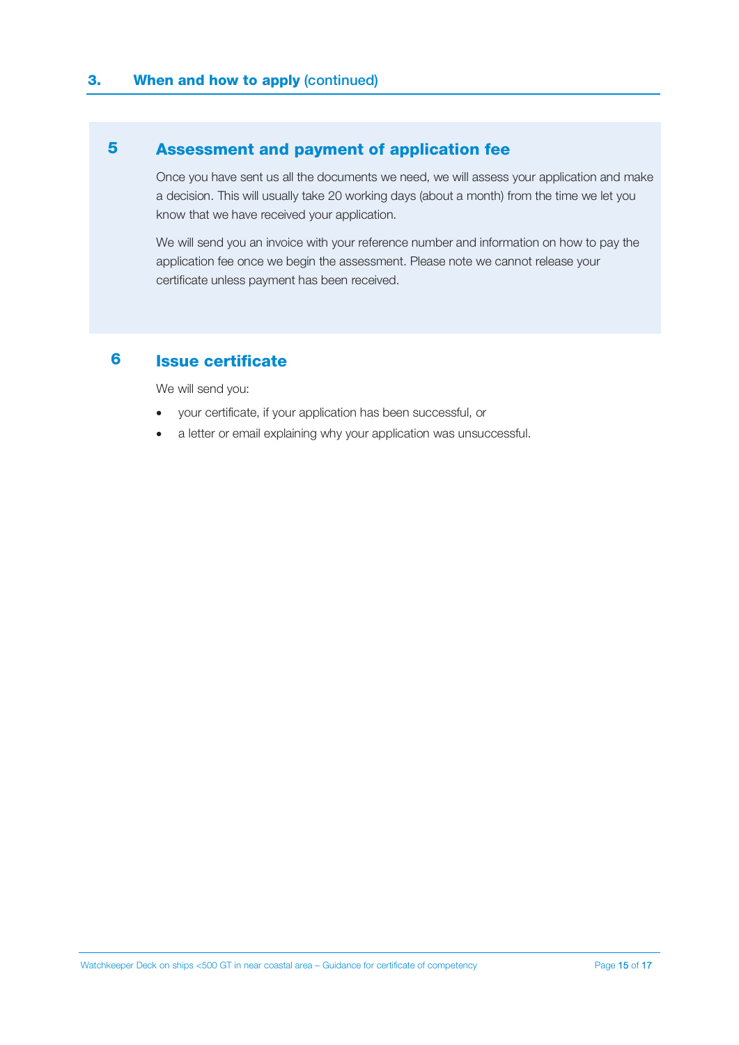## 3. When and how to apply (continued)

### 5 Assessment and payment of application fee

Once you have sent us all the documents we need, we will assess your application and make a decision. This will usually take 20 working days (about a month) from the time we let you know that we have received your application.

We will send you an invoice with your reference number and information on how to pay the application fee once we begin the assessment. Please note we cannot release your certificate unless payment has been received.

### 6 Issue certificate

We will send you:

- your certificate, if your application has been successful, or
- a letter or email explaining why your application was unsuccessful.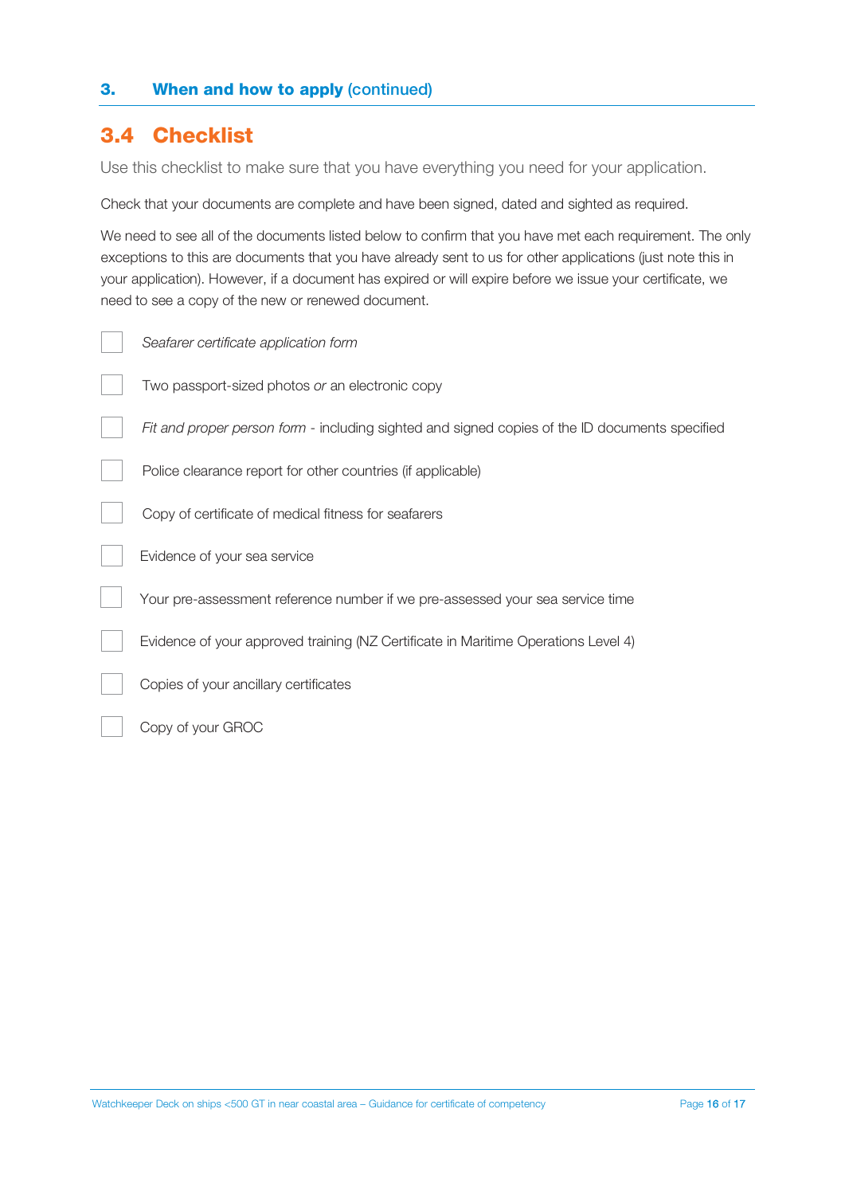## 3. When and how to apply (continued)

# 3.4 Checklist

Use this checklist to make sure that you have everything you need for your application.

Check that your documents are complete and have been signed, dated and sighted as required.

We need to see all of the documents listed below to confirm that you have met each requirement. The only exceptions to this are documents that you have already sent to us for other applications (just note this in your application). However, if a document has expired or will expire before we issue your certificate, we need to see a copy of the new or renewed document.

- [ ] *Seafarer certificate application form*
- [ ] Two passport-sized photos *or* an electronic copy
- [ ] *Fit and proper person form* - including sighted and signed copies of the ID documents specified
- [ ] Police clearance report for other countries (if applicable)
- [ ] Copy of certificate of medical fitness for seafarers
- [ ] Evidence of your sea service
- [ ] Your pre-assessment reference number if we pre-assessed your sea service time
- [ ] Evidence of your approved training (NZ Certificate in Maritime Operations Level 4)
- [ ] Copies of your ancillary certificates
- [ ] Copy of your GROC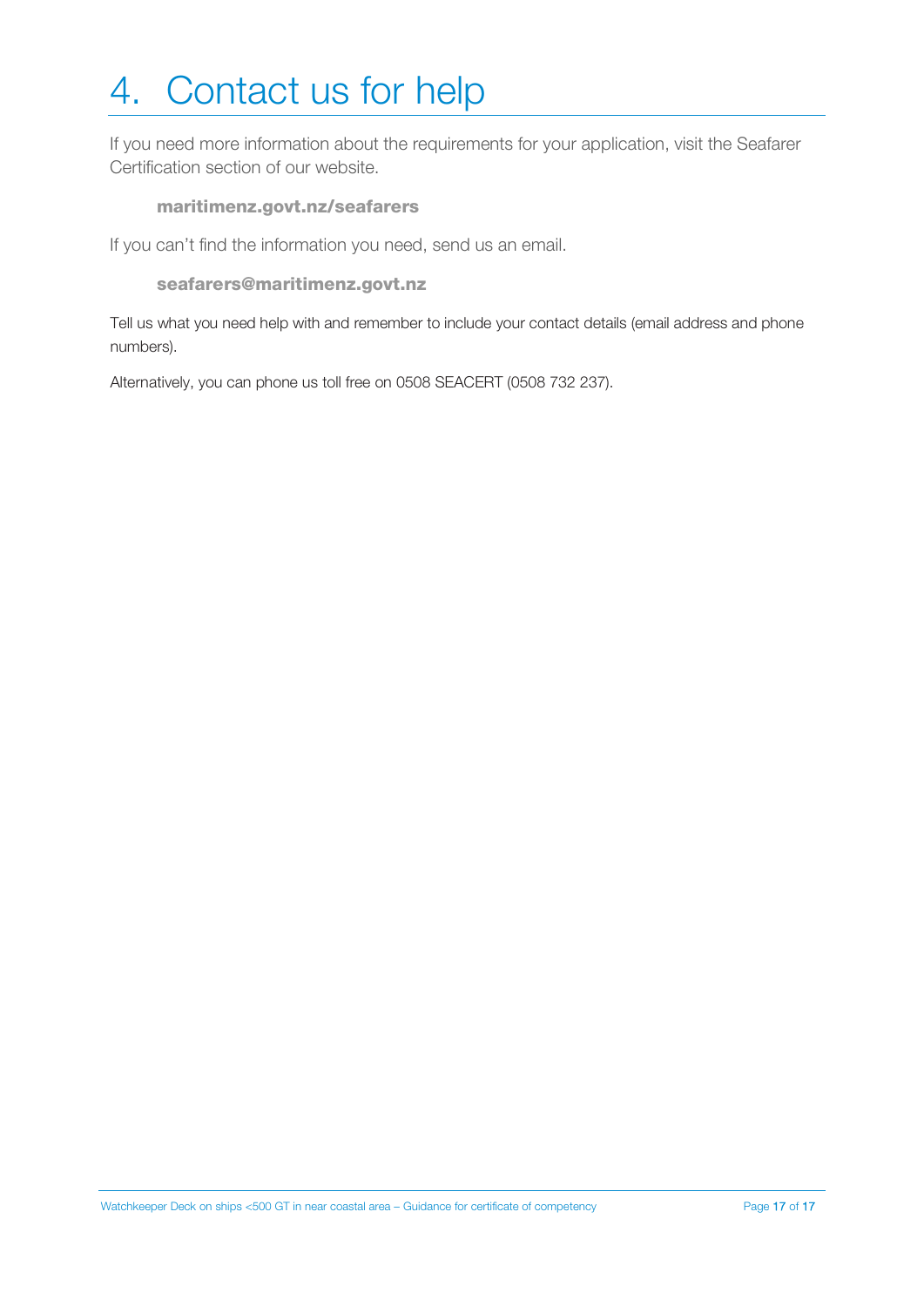# 4. Contact us for help

If you need more information about the requirements for your application, visit the Seafarer Certification section of our website.

**maritimenz.govt.nz/seafarers**

If you can't find the information you need, send us an email.

**seafarers@maritimenz.govt.nz**

Tell us what you need help with and remember to include your contact details (email address and phone numbers).

Alternatively, you can phone us toll free on 0508 SEACERT (0508 732 237).